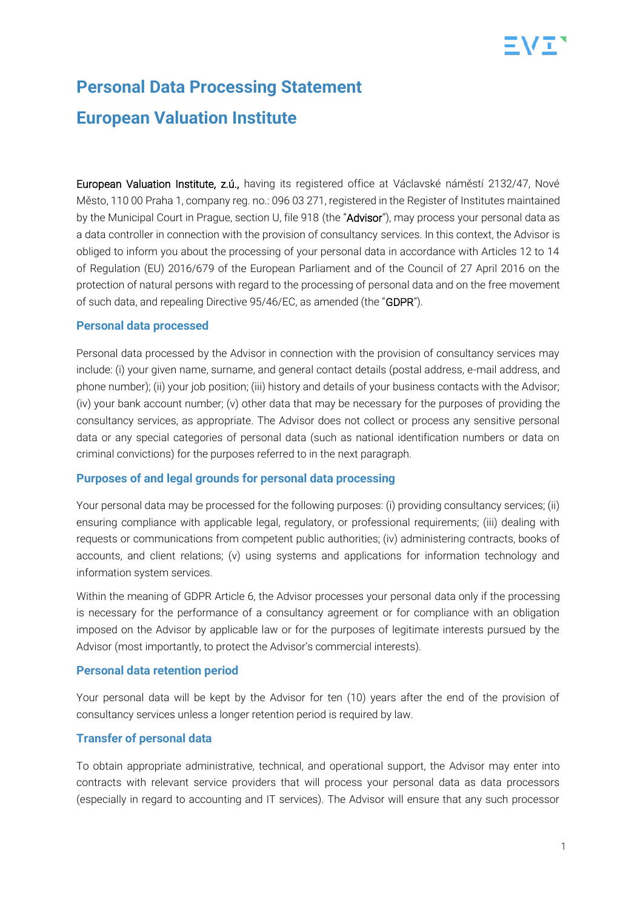# Personal Data Processing Statement

# European Valuation Institute

**European Valuation Institute, z.ú.,** having its registered office at Václavské náměstí 2132/47, Nové Město, 110 00 Praha 1, company reg. no.: 096 03 271, registered in the Register of Institutes maintained by the Municipal Court in Prague, section U, file 918 (the "**Advisor**"), may process your personal data as a data controller in connection with the provision of consultancy services. In this context, the Advisor is obliged to inform you about the processing of your personal data in accordance with Articles 12 to 14 of Regulation (EU) 2016/679 of the European Parliament and of the Council of 27 April 2016 on the protection of natural persons with regard to the processing of personal data and on the free movement of such data, and repealing Directive 95/46/EC, as amended (the "**GDPR**").

## Personal data processed

Personal data processed by the Advisor in connection with the provision of consultancy services may include: (i) your given name, surname, and general contact details (postal address, e-mail address, and phone number); (ii) your job position; (iii) history and details of your business contacts with the Advisor; (iv) your bank account number; (v) other data that may be necessary for the purposes of providing the consultancy services, as appropriate. The Advisor does not collect or process any sensitive personal data or any special categories of personal data (such as national identification numbers or data on criminal convictions) for the purposes referred to in the next paragraph.

## Purposes of and legal grounds for personal data processing

Your personal data may be processed for the following purposes: (i) providing consultancy services; (ii) ensuring compliance with applicable legal, regulatory, or professional requirements; (iii) dealing with requests or communications from competent public authorities; (iv) administering contracts, books of accounts, and client relations; (v) using systems and applications for information technology and information system services.

Within the meaning of GDPR Article 6, the Advisor processes your personal data only if the processing is necessary for the performance of a consultancy agreement or for compliance with an obligation imposed on the Advisor by applicable law or for the purposes of legitimate interests pursued by the Advisor (most importantly, to protect the Advisor's commercial interests).

## Personal data retention period

Your personal data will be kept by the Advisor for ten (10) years after the end of the provision of consultancy services unless a longer retention period is required by law.

## Transfer of personal data

To obtain appropriate administrative, technical, and operational support, the Advisor may enter into contracts with relevant service providers that will process your personal data as data processors (especially in regard to accounting and IT services). The Advisor will ensure that any such processor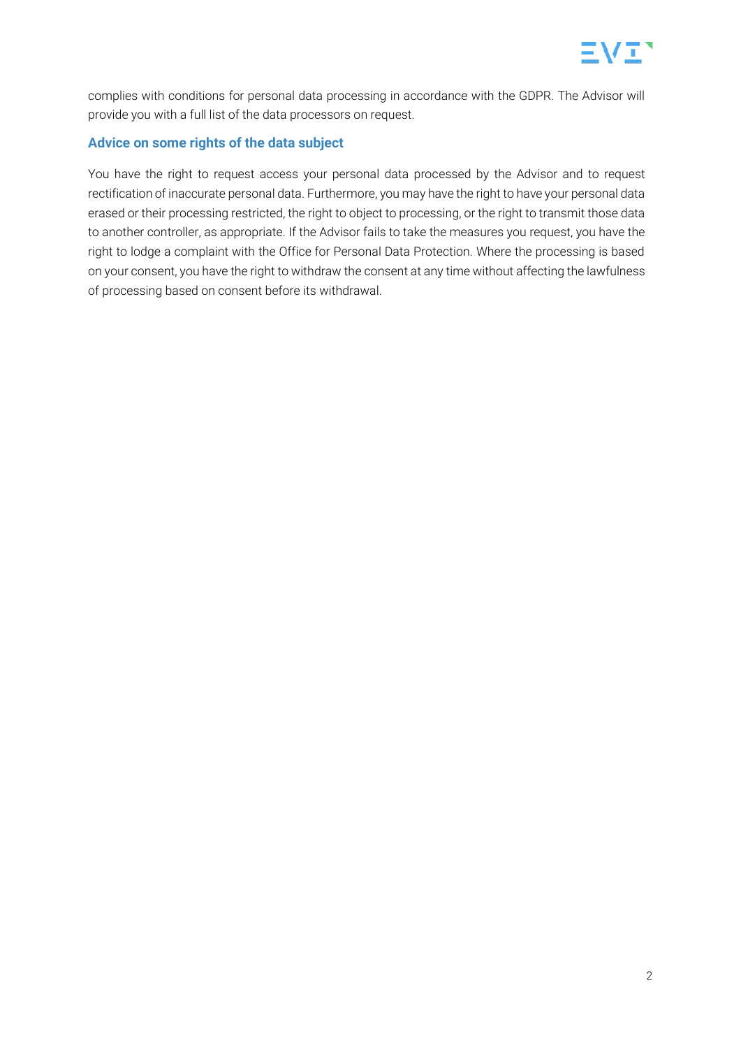complies with conditions for personal data processing in accordance with the GDPR. The Advisor will provide you with a full list of the data processors on request.

### Advice on some rights of the data subject

You have the right to request access your personal data processed by the Advisor and to request rectification of inaccurate personal data. Furthermore, you may have the right to have your personal data erased or their processing restricted, the right to object to processing, or the right to transmit those data to another controller, as appropriate. If the Advisor fails to take the measures you request, you have the right to lodge a complaint with the Office for Personal Data Protection. Where the processing is based on your consent, you have the right to withdraw the consent at any time without affecting the lawfulness of processing based on consent before its withdrawal.